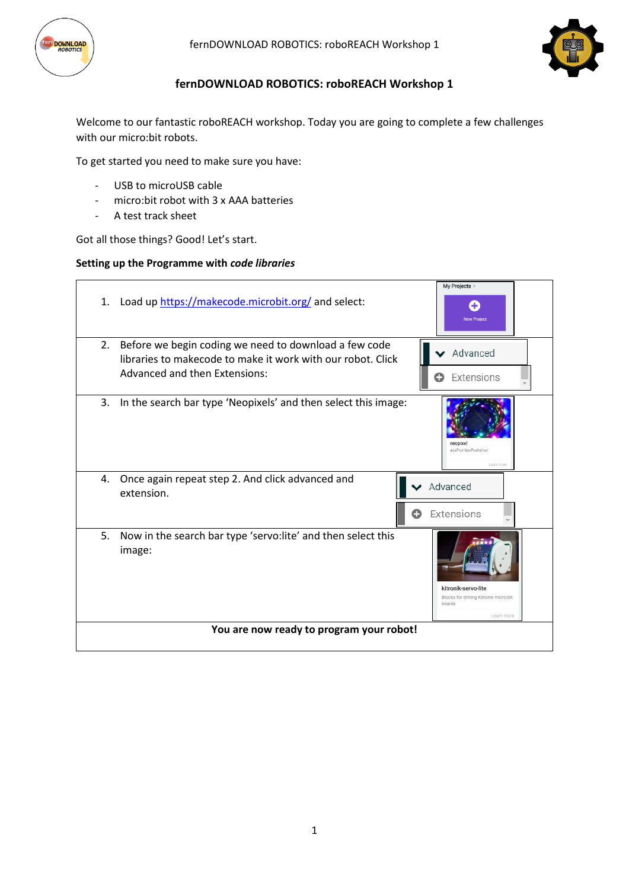# fernDOWNLOAD ROBOTICS: roboREACH Workshop 1

Welcome to our fantastic roboREACH workshop. Today you are going to complete a few challenges with our micro:bit robots.

To get started you need to make sure you have:

- USB to microUSB cable
- micro:bit robot with 3 x AAA batteries
- A test track sheet

Got all those things? Good! Let's start.

**Setting up the Programme with *code libraries***

| | |
|---|---|
| 1. Load up https://makecode.microbit.org/ and select: | My Projects › New Project |
| 2. Before we begin coding we need to download a few code libraries to makecode to make it work with our robot. Click Advanced and then Extensions: | Advanced / Extensions |
| 3. In the search bar type 'Neopixels' and then select this image: | neopixel AdaFruit NeoPixel driver Learn more |
| 4. Once again repeat step 2. And click advanced and extension. | Advanced / Extensions |
| 5. Now in the search bar type 'servo:lite' and then select this image: | kitronik-servo-lite Blocks for driving Kitronik micro:bit boards Learn more |

**You are now ready to program your robot!**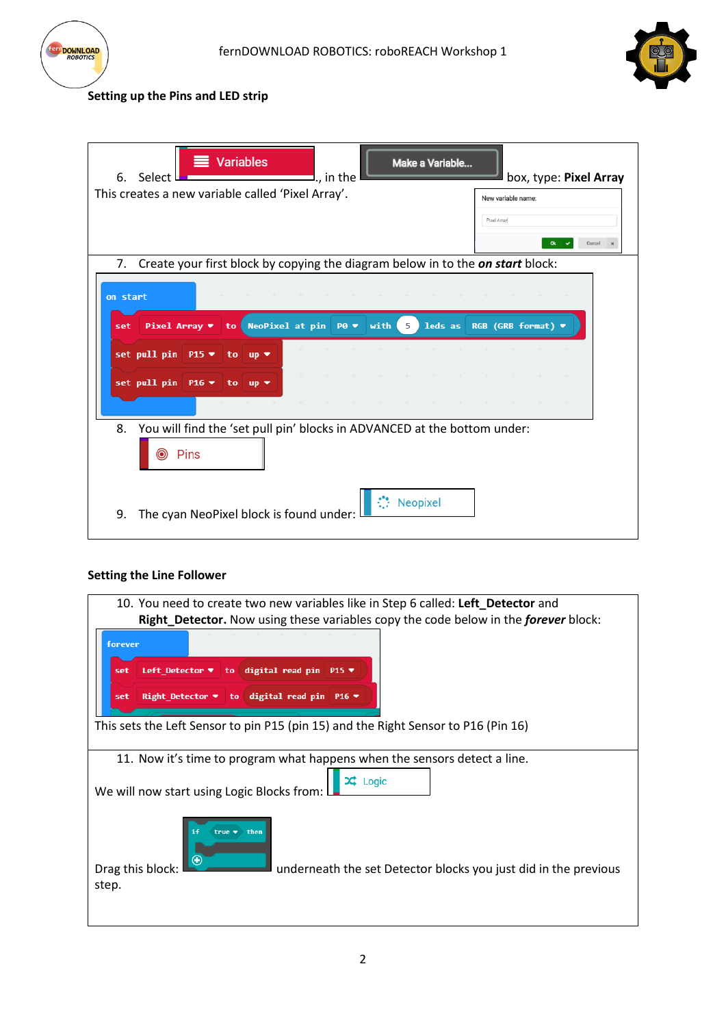## Setting up the Pins and LED strip

6. Select **Variables**, in the **Make a Variable...** box, type: **Pixel Array**

This creates a new variable called 'Pixel Array'.

7. Create your first block by copying the diagram below in to the ***on start*** block:

```
on start
  set Pixel Array to NeoPixel at pin P0 with 5 leds as RGB (GRB format)
  set pull pin P15 to up
  set pull pin P16 to up
```

8. You will find the 'set pull pin' blocks in ADVANCED at the bottom under: Pins

9. The cyan NeoPixel block is found under: Neopixel

## Setting the Line Follower

10. You need to create two new variables like in Step 6 called: **Left_Detector** and **Right_Detector.** Now using these variables copy the code below in the ***forever*** block:

```
forever
  set Left_Detector to digital read pin P15
  set Right_Detector to digital read pin P16
```

This sets the Left Sensor to pin P15 (pin 15) and the Right Sensor to P16 (Pin 16)

11. Now it's time to program what happens when the sensors detect a line.

We will now start using Logic Blocks from: Logic

Drag this block: `if true then` underneath the set Detector blocks you just did in the previous step.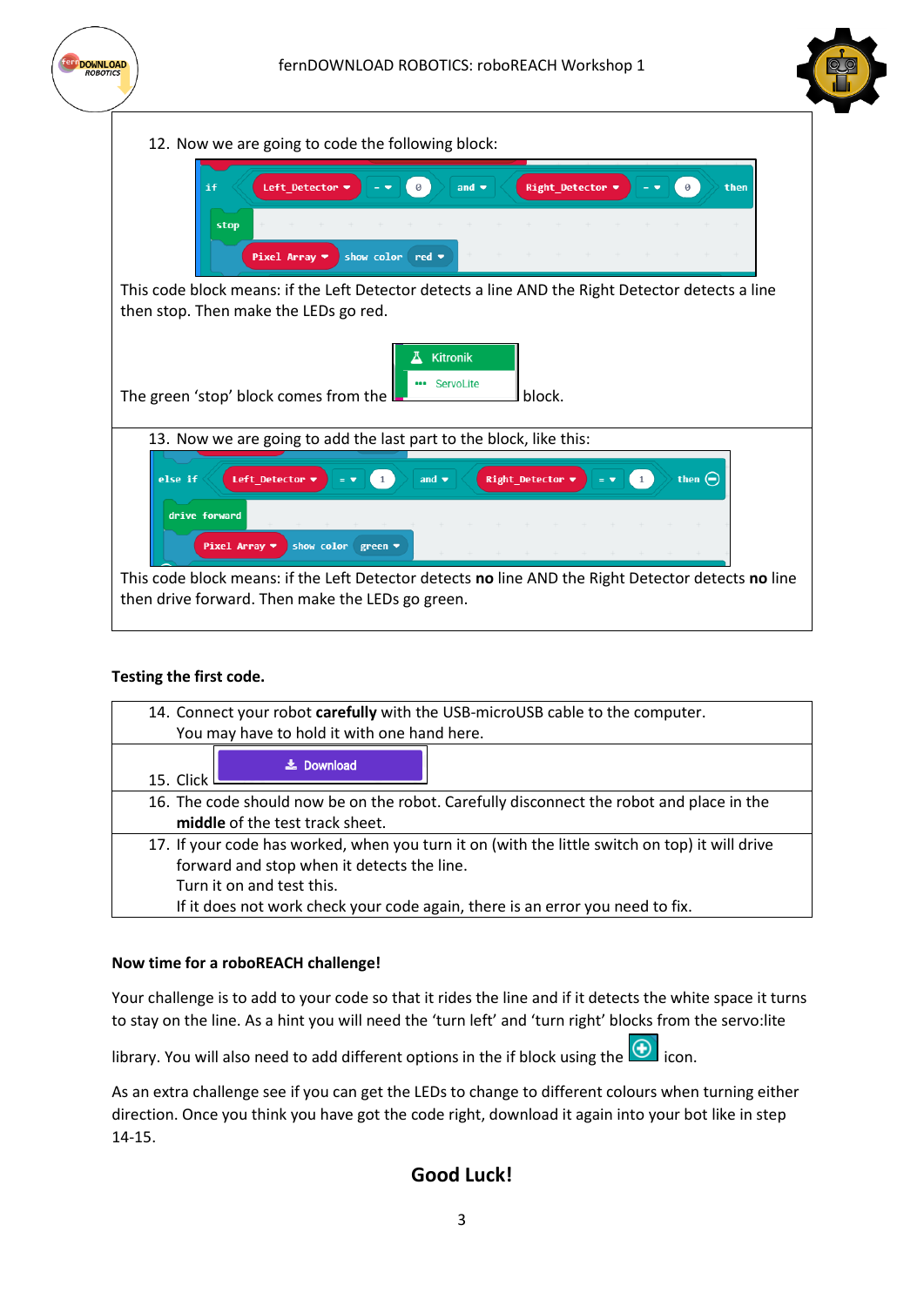12. Now we are going to code the following block:

```
if  Left_Detector = 0  and  Right_Detector = 0  then
    stop
    Pixel Array show color red
```

This code block means: if the Left Detector detects a line AND the Right Detector detects a line then stop. Then make the LEDs go red.

The green 'stop' block comes from the Kitronik ServoLite block.

13. Now we are going to add the last part to the block, like this:

```
else if  Left_Detector = 1  and  Right_Detector = 1  then
    drive forward
    Pixel Array show color green
```

This code block means: if the Left Detector detects **no** line AND the Right Detector detects **no** line then drive forward. Then make the LEDs go green.

**Testing the first code.**

14. Connect your robot **carefully** with the USB-microUSB cable to the computer. You may have to hold it with one hand here.

15. Click Download

16. The code should now be on the robot. Carefully disconnect the robot and place in the **middle** of the test track sheet.

17. If your code has worked, when you turn it on (with the little switch on top) it will drive forward and stop when it detects the line.
Turn it on and test this.
If it does not work check your code again, there is an error you need to fix.

**Now time for a roboREACH challenge!**

Your challenge is to add to your code so that it rides the line and if it detects the white space it turns to stay on the line. As a hint you will need the 'turn left' and 'turn right' blocks from the servo:lite library. You will also need to add different options in the if block using the ⊕ icon.

As an extra challenge see if you can get the LEDs to change to different colours when turning either direction. Once you think you have got the code right, download it again into your bot like in step 14-15.

**Good Luck!**